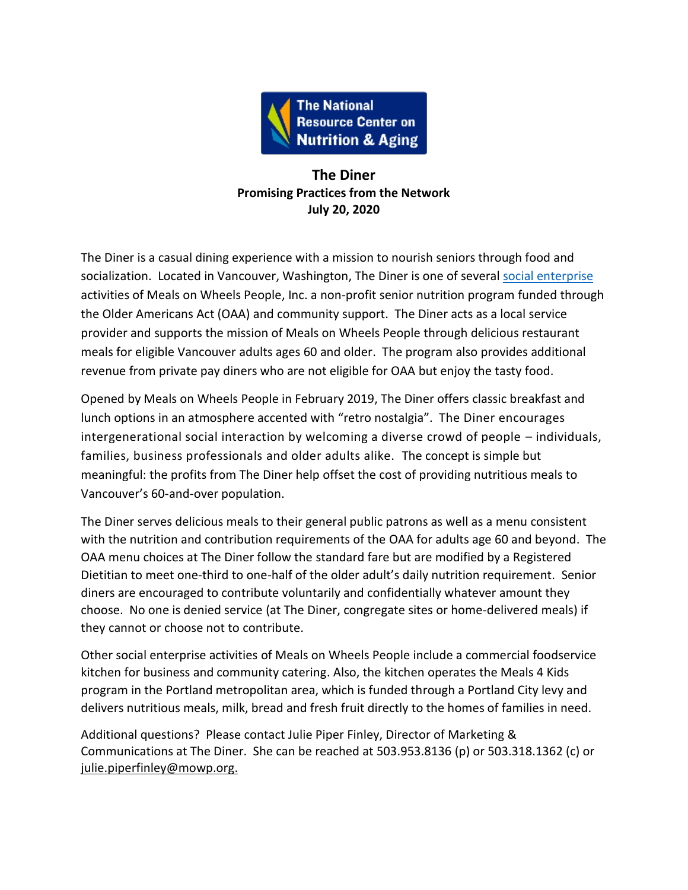The National Resource Center on Nutrition & Aging

# The Diner

**Promising Practices from the Network**

**July 20, 2020**

The Diner is a casual dining experience with a mission to nourish seniors through food and socialization. Located in Vancouver, Washington, The Diner is one of several social enterprise activities of Meals on Wheels People, Inc. a non-profit senior nutrition program funded through the Older Americans Act (OAA) and community support. The Diner acts as a local service provider and supports the mission of Meals on Wheels People through delicious restaurant meals for eligible Vancouver adults ages 60 and older. The program also provides additional revenue from private pay diners who are not eligible for OAA but enjoy the tasty food.

Opened by Meals on Wheels People in February 2019, The Diner offers classic breakfast and lunch options in an atmosphere accented with "retro nostalgia". The Diner encourages intergenerational social interaction by welcoming a diverse crowd of people – individuals, families, business professionals and older adults alike. The concept is simple but meaningful: the profits from The Diner help offset the cost of providing nutritious meals to Vancouver's 60-and-over population.

The Diner serves delicious meals to their general public patrons as well as a menu consistent with the nutrition and contribution requirements of the OAA for adults age 60 and beyond. The OAA menu choices at The Diner follow the standard fare but are modified by a Registered Dietitian to meet one-third to one-half of the older adult's daily nutrition requirement. Senior diners are encouraged to contribute voluntarily and confidentially whatever amount they choose. No one is denied service (at The Diner, congregate sites or home-delivered meals) if they cannot or choose not to contribute.

Other social enterprise activities of Meals on Wheels People include a commercial foodservice kitchen for business and community catering. Also, the kitchen operates the Meals 4 Kids program in the Portland metropolitan area, which is funded through a Portland City levy and delivers nutritious meals, milk, bread and fresh fruit directly to the homes of families in need.

Additional questions? Please contact Julie Piper Finley, Director of Marketing & Communications at The Diner. She can be reached at 503.953.8136 (p) or 503.318.1362 (c) or julie.piperfinley@mowp.org.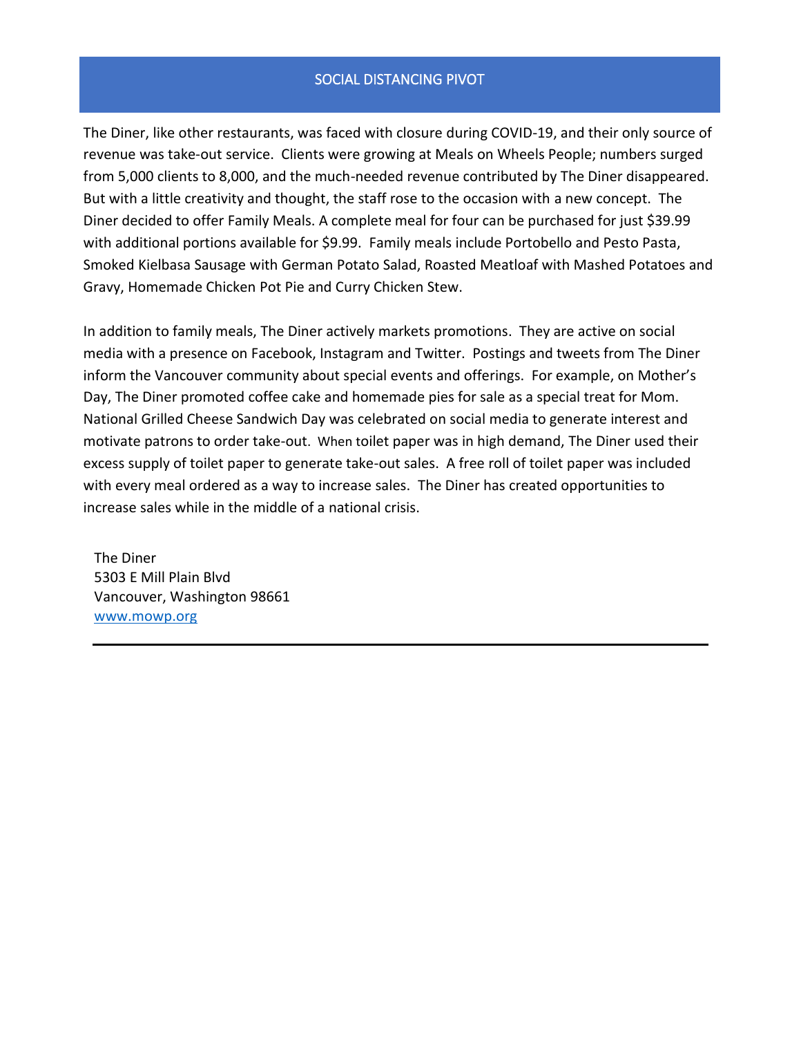## SOCIAL DISTANCING PIVOT

The Diner, like other restaurants, was faced with closure during COVID-19, and their only source of revenue was take-out service. Clients were growing at Meals on Wheels People; numbers surged from 5,000 clients to 8,000, and the much-needed revenue contributed by The Diner disappeared. But with a little creativity and thought, the staff rose to the occasion with a new concept. The Diner decided to offer Family Meals. A complete meal for four can be purchased for just $39.99 with additional portions available for $9.99. Family meals include Portobello and Pesto Pasta, Smoked Kielbasa Sausage with German Potato Salad, Roasted Meatloaf with Mashed Potatoes and Gravy, Homemade Chicken Pot Pie and Curry Chicken Stew.

In addition to family meals, The Diner actively markets promotions. They are active on social media with a presence on Facebook, Instagram and Twitter. Postings and tweets from The Diner inform the Vancouver community about special events and offerings. For example, on Mother's Day, The Diner promoted coffee cake and homemade pies for sale as a special treat for Mom. National Grilled Cheese Sandwich Day was celebrated on social media to generate interest and motivate patrons to order take-out. When toilet paper was in high demand, The Diner used their excess supply of toilet paper to generate take-out sales. A free roll of toilet paper was included with every meal ordered as a way to increase sales. The Diner has created opportunities to increase sales while in the middle of a national crisis.

The Diner
5303 E Mill Plain Blvd
Vancouver, Washington 98661
[www.mowp.org](http://www.mowp.org)

---